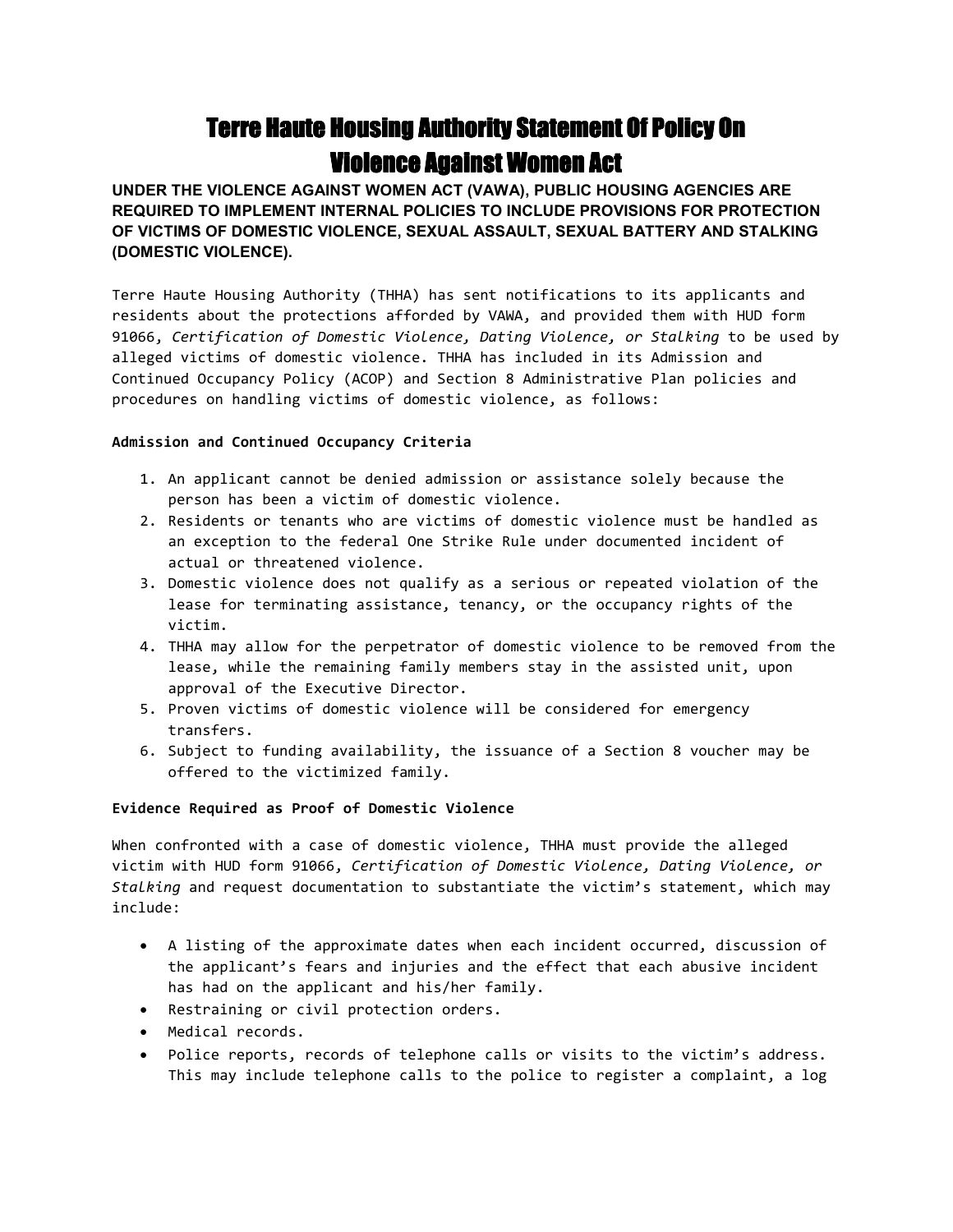# Terre Haute Housing Authority Statement Of Policy On Violence Against Women Act

**UNDER THE VIOLENCE AGAINST WOMEN ACT (VAWA), PUBLIC HOUSING AGENCIES ARE REQUIRED TO IMPLEMENT INTERNAL POLICIES TO INCLUDE PROVISIONS FOR PROTECTION OF VICTIMS OF DOMESTIC VIOLENCE, SEXUAL ASSAULT, SEXUAL BATTERY AND STALKING (DOMESTIC VIOLENCE).**

Terre Haute Housing Authority (THHA) has sent notifications to its applicants and residents about the protections afforded by VAWA, and provided them with HUD form 91066, *Certification of Domestic Violence, Dating Violence, or Stalking* to be used by alleged victims of domestic violence. THHA has included in its Admission and Continued Occupancy Policy (ACOP) and Section 8 Administrative Plan policies and procedures on handling victims of domestic violence, as follows:

**Admission and Continued Occupancy Criteria**

1. An applicant cannot be denied admission or assistance solely because the person has been a victim of domestic violence.
2. Residents or tenants who are victims of domestic violence must be handled as an exception to the federal One Strike Rule under documented incident of actual or threatened violence.
3. Domestic violence does not qualify as a serious or repeated violation of the lease for terminating assistance, tenancy, or the occupancy rights of the victim.
4. THHA may allow for the perpetrator of domestic violence to be removed from the lease, while the remaining family members stay in the assisted unit, upon approval of the Executive Director.
5. Proven victims of domestic violence will be considered for emergency transfers.
6. Subject to funding availability, the issuance of a Section 8 voucher may be offered to the victimized family.

**Evidence Required as Proof of Domestic Violence**

When confronted with a case of domestic violence, THHA must provide the alleged victim with HUD form 91066, *Certification of Domestic Violence, Dating Violence, or Stalking* and request documentation to substantiate the victim's statement, which may include:

- A listing of the approximate dates when each incident occurred, discussion of the applicant's fears and injuries and the effect that each abusive incident has had on the applicant and his/her family.
- Restraining or civil protection orders.
- Medical records.
- Police reports, records of telephone calls or visits to the victim's address. This may include telephone calls to the police to register a complaint, a log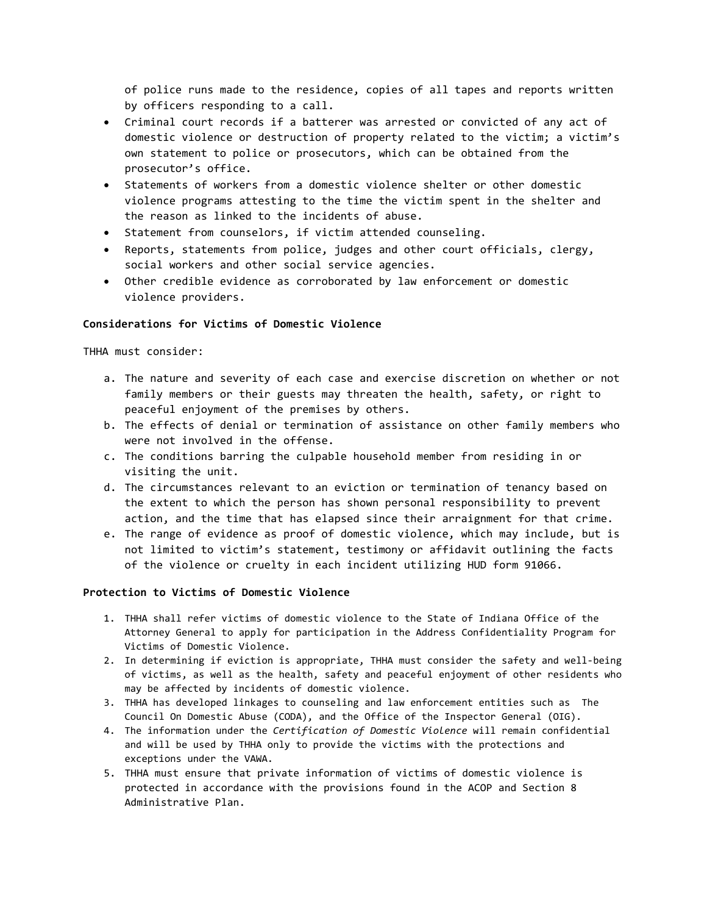of police runs made to the residence, copies of all tapes and reports written by officers responding to a call.

- Criminal court records if a batterer was arrested or convicted of any act of domestic violence or destruction of property related to the victim; a victim's own statement to police or prosecutors, which can be obtained from the prosecutor's office.
- Statements of workers from a domestic violence shelter or other domestic violence programs attesting to the time the victim spent in the shelter and the reason as linked to the incidents of abuse.
- Statement from counselors, if victim attended counseling.
- Reports, statements from police, judges and other court officials, clergy, social workers and other social service agencies.
- Other credible evidence as corroborated by law enforcement or domestic violence providers.

**Considerations for Victims of Domestic Violence**

THHA must consider:

a. The nature and severity of each case and exercise discretion on whether or not family members or their guests may threaten the health, safety, or right to peaceful enjoyment of the premises by others.
b. The effects of denial or termination of assistance on other family members who were not involved in the offense.
c. The conditions barring the culpable household member from residing in or visiting the unit.
d. The circumstances relevant to an eviction or termination of tenancy based on the extent to which the person has shown personal responsibility to prevent action, and the time that has elapsed since their arraignment for that crime.
e. The range of evidence as proof of domestic violence, which may include, but is not limited to victim's statement, testimony or affidavit outlining the facts of the violence or cruelty in each incident utilizing HUD form 91066.

**Protection to Victims of Domestic Violence**

1. THHA shall refer victims of domestic violence to the State of Indiana Office of the Attorney General to apply for participation in the Address Confidentiality Program for Victims of Domestic Violence.
2. In determining if eviction is appropriate, THHA must consider the safety and well-being of victims, as well as the health, safety and peaceful enjoyment of other residents who may be affected by incidents of domestic violence.
3. THHA has developed linkages to counseling and law enforcement entities such as The Council On Domestic Abuse (CODA), and the Office of the Inspector General (OIG).
4. The information under the *Certification of Domestic Violence* will remain confidential and will be used by THHA only to provide the victims with the protections and exceptions under the VAWA.
5. THHA must ensure that private information of victims of domestic violence is protected in accordance with the provisions found in the ACOP and Section 8 Administrative Plan.